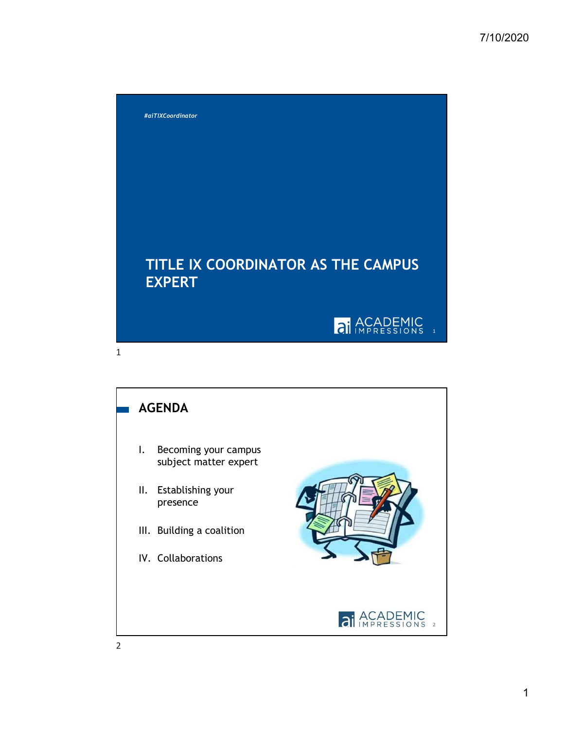#aiTIXCoordinator

# TITLE IX COORDINATOR AS THE CAMPUS EXPERT

## AGENDA

I. Becoming your campus subject matter expert

II. Establishing your presence

III. Building a coalition

IV. Collaborations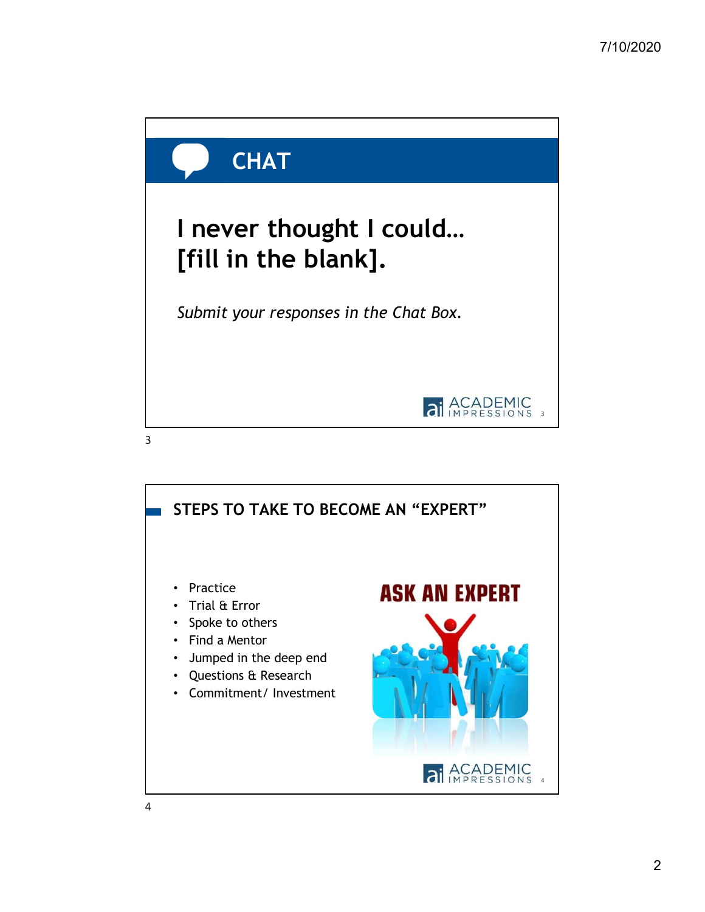## CHAT

# I never thought I could… [fill in the blank].

*Submit your responses in the Chat Box.*

## STEPS TO TAKE TO BECOME AN "EXPERT"

- Practice
- Trial & Error
- Spoke to others
- Find a Mentor
- Jumped in the deep end
- Questions & Research
- Commitment/ Investment

ASK AN EXPERT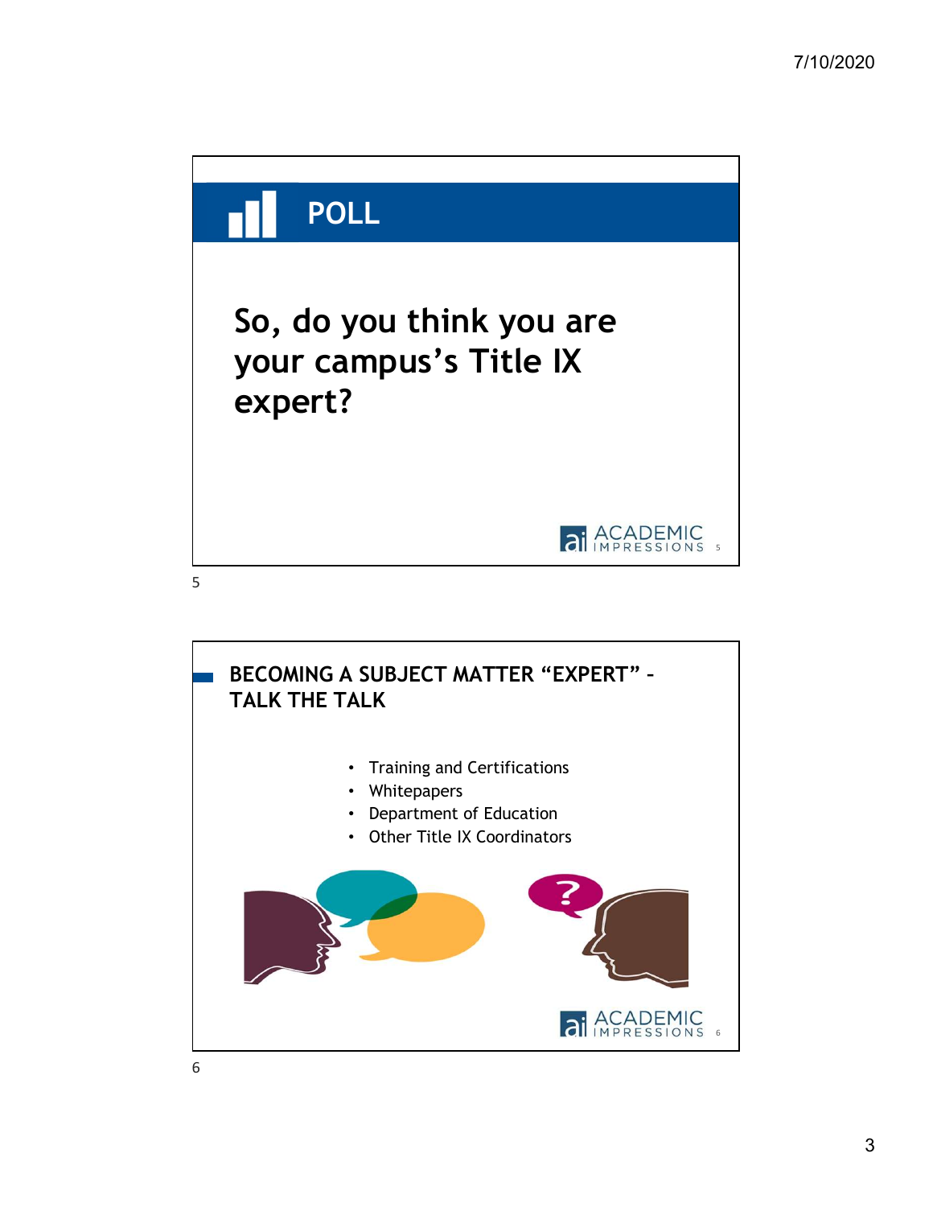## POLL

**So, do you think you are your campus's Title IX expert?**

## BECOMING A SUBJECT MATTER "EXPERT" – TALK THE TALK

- Training and Certifications
- Whitepapers
- Department of Education
- Other Title IX Coordinators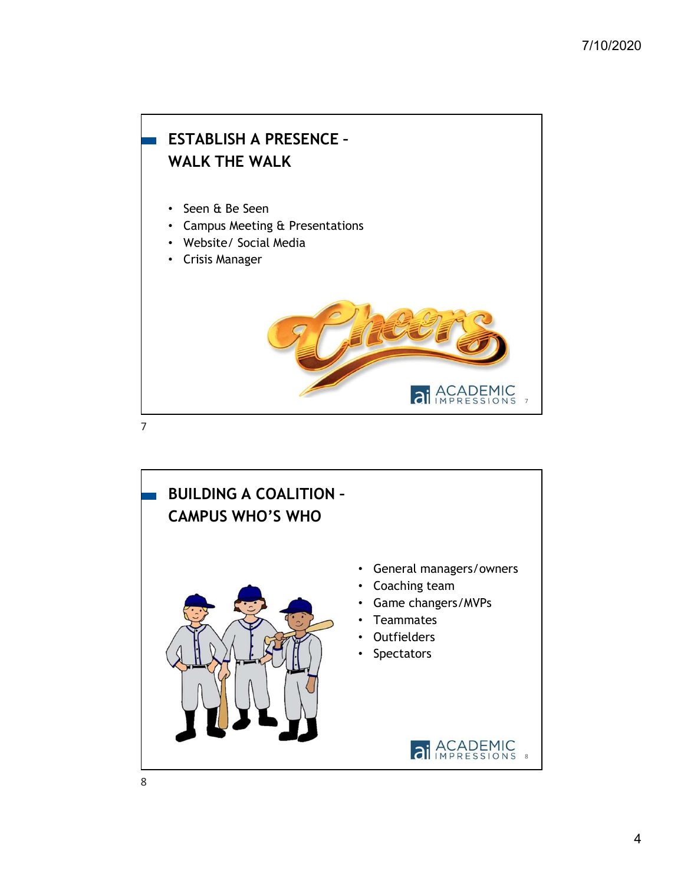## ESTABLISH A PRESENCE – WALK THE WALK

- Seen & Be Seen
- Campus Meeting & Presentations
- Website/ Social Media
- Crisis Manager

## BUILDING A COALITION – CAMPUS WHO'S WHO

- General managers/owners
- Coaching team
- Game changers/MVPs
- Teammates
- Outfielders
- Spectators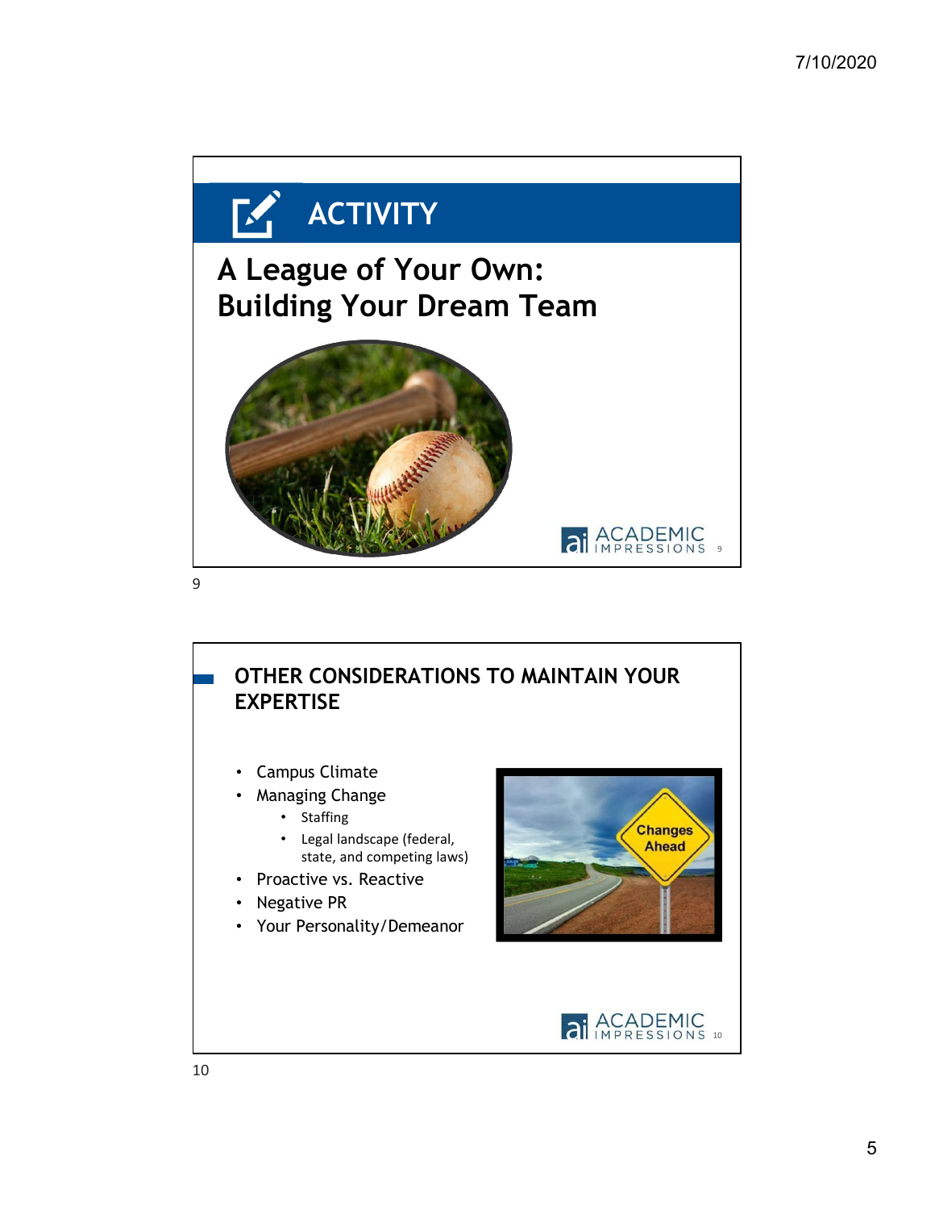# ACTIVITY

## A League of Your Own: Building Your Dream Team

## OTHER CONSIDERATIONS TO MAINTAIN YOUR EXPERTISE

- Campus Climate
- Managing Change
  - Staffing
  - Legal landscape (federal, state, and competing laws)
- Proactive vs. Reactive
- Negative PR
- Your Personality/Demeanor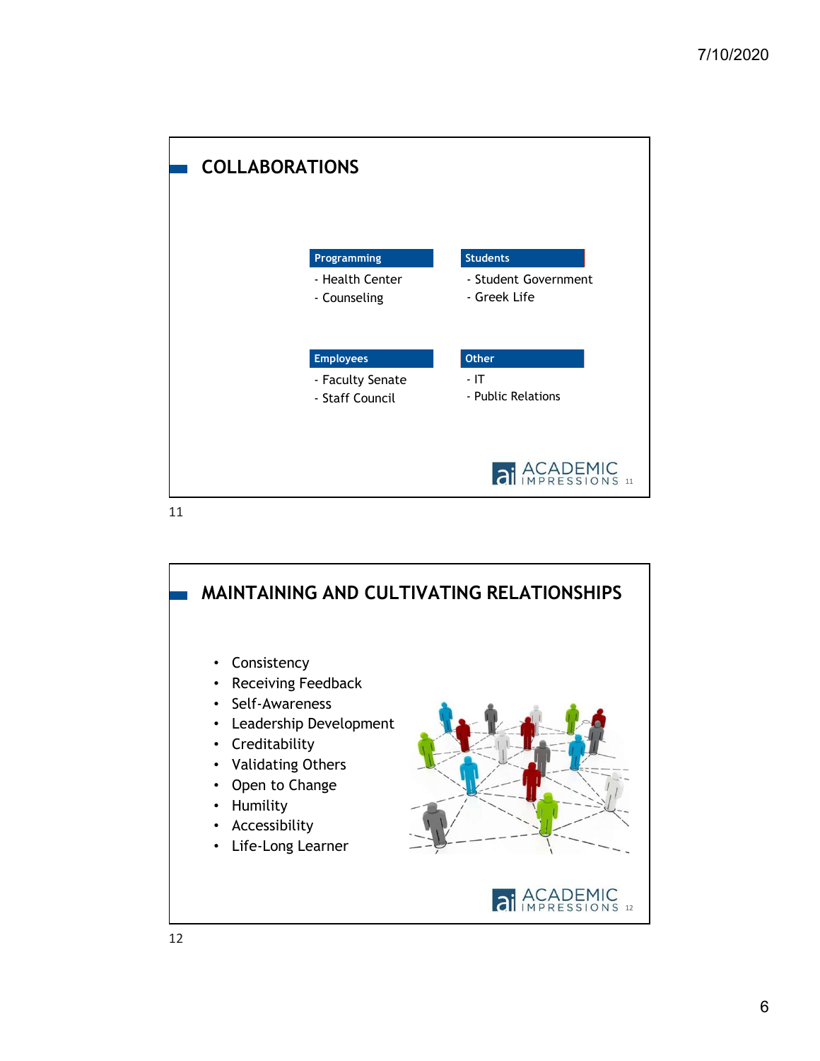## COLLABORATIONS

**Programming**
- Health Center
- Counseling

**Students**
- Student Government
- Greek Life

**Employees**
- Faculty Senate
- Staff Council

**Other**
- IT
- Public Relations

## MAINTAINING AND CULTIVATING RELATIONSHIPS

- Consistency
- Receiving Feedback
- Self-Awareness
- Leadership Development
- Creditability
- Validating Others
- Open to Change
- Humility
- Accessibility
- Life-Long Learner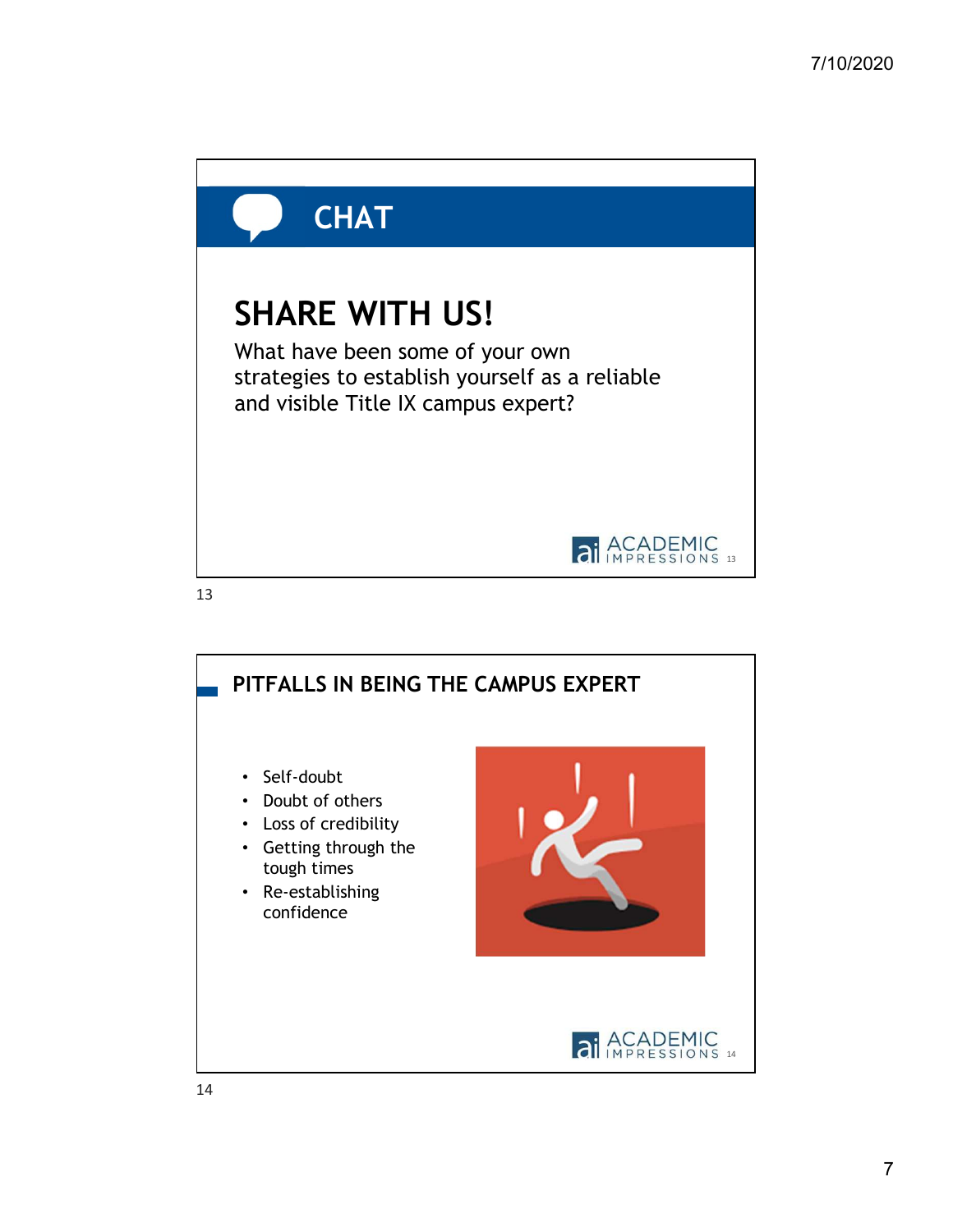## CHAT

## SHARE WITH US!

What have been some of your own strategies to establish yourself as a reliable and visible Title IX campus expert?

## PITFALLS IN BEING THE CAMPUS EXPERT

- Self-doubt
- Doubt of others
- Loss of credibility
- Getting through the tough times
- Re-establishing confidence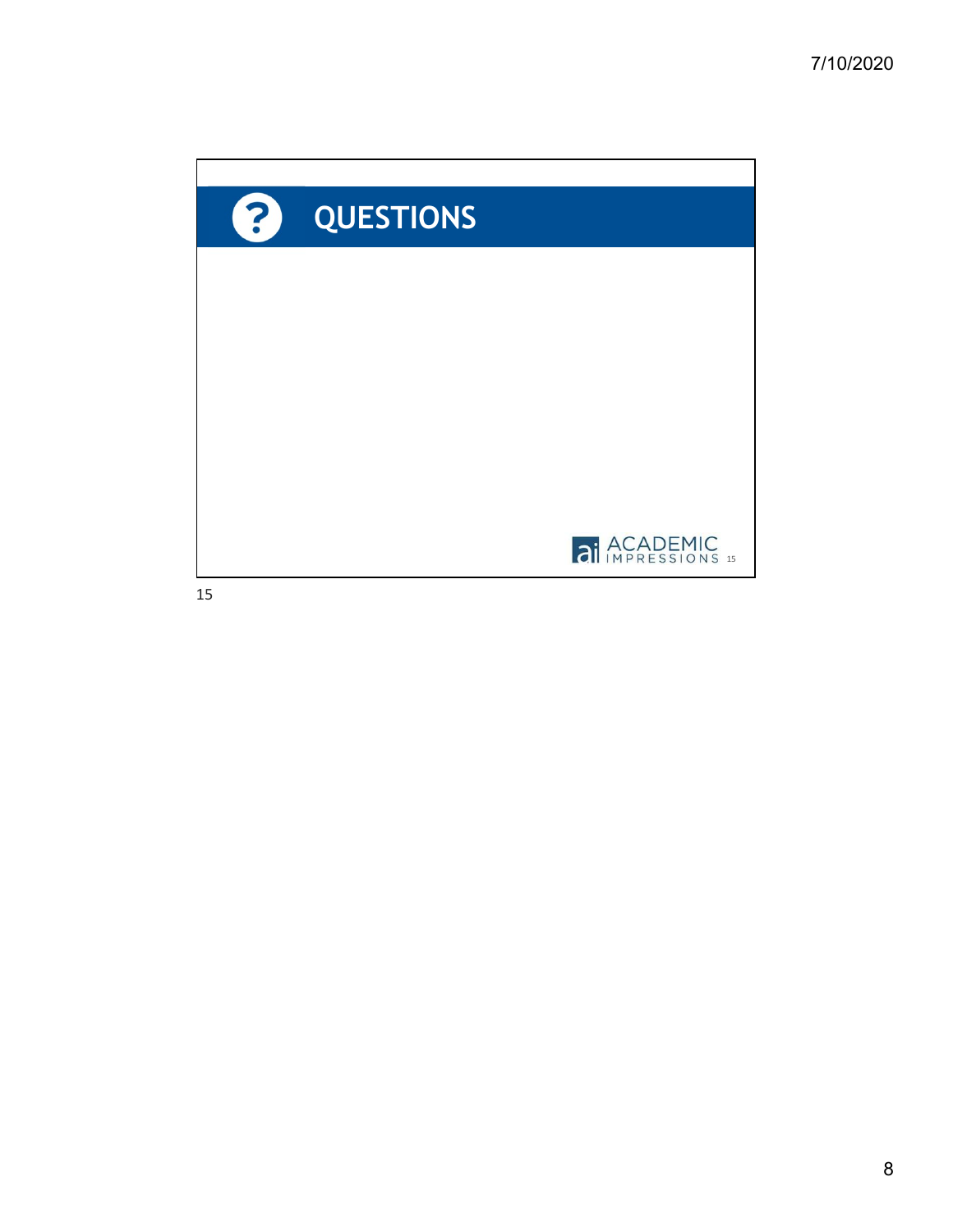# QUESTIONS

ACADEMIC IMPRESSIONS